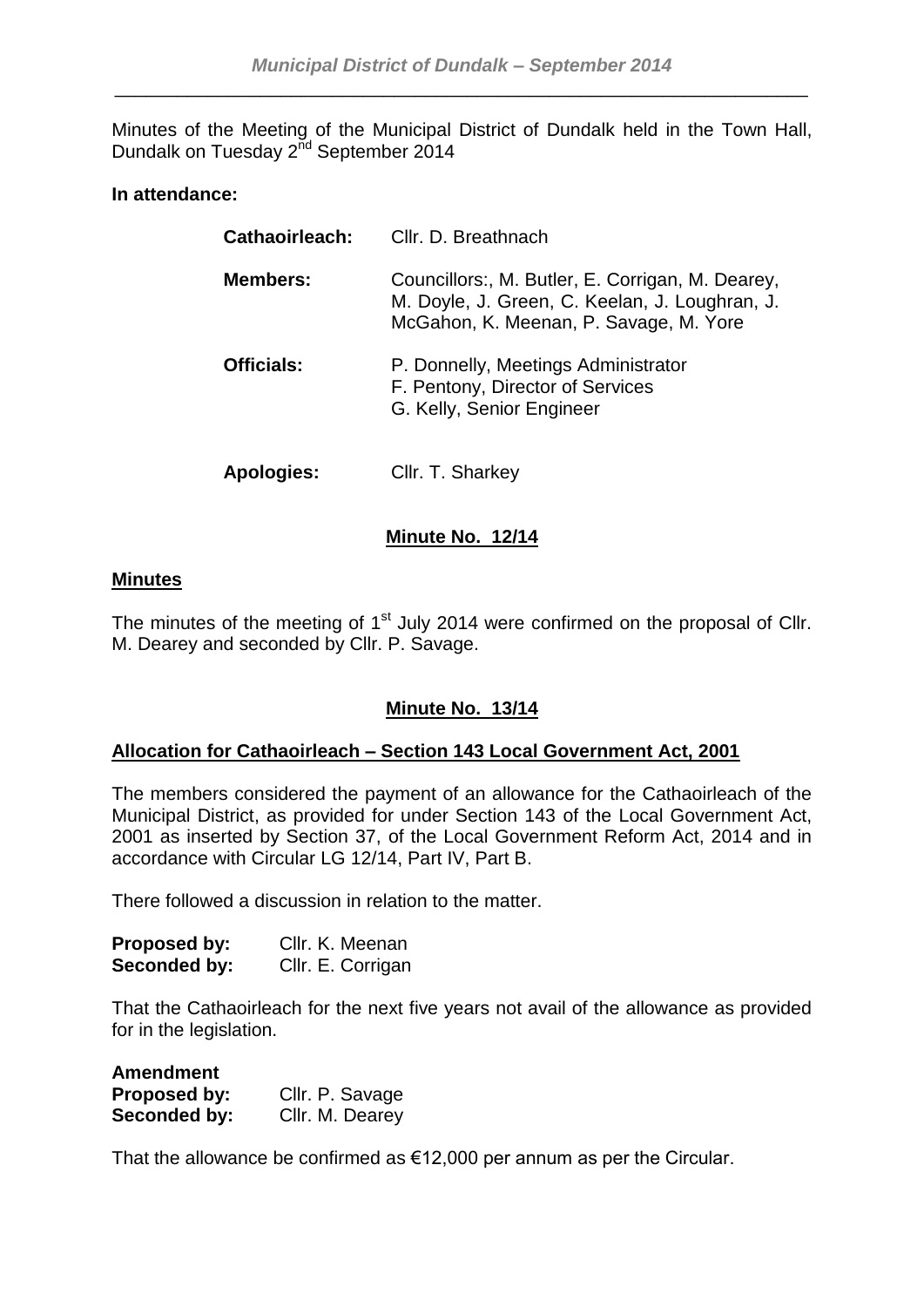Minutes of the Meeting of the Municipal District of Dundalk held in the Town Hall, Dundalk on Tuesday 2nd September 2014

**In attendance:**

| | |
|---|---|
| **Cathaoirleach:** | Cllr. D. Breathnach |
| **Members:** | Councillors:, M. Butler, E. Corrigan, M. Dearey, M. Doyle, J. Green, C. Keelan, J. Loughran, J. McGahon, K. Meenan, P. Savage, M. Yore |
| **Officials:** | P. Donnelly, Meetings Administrator<br>F. Pentony, Director of Services<br>G. Kelly, Senior Engineer |
| **Apologies:** | Cllr. T. Sharkey |

## Minute No. 12/14

### Minutes

The minutes of the meeting of 1st July 2014 were confirmed on the proposal of Cllr. M. Dearey and seconded by Cllr. P. Savage.

## Minute No. 13/14

### Allocation for Cathaoirleach – Section 143 Local Government Act, 2001

The members considered the payment of an allowance for the Cathaoirleach of the Municipal District, as provided for under Section 143 of the Local Government Act, 2001 as inserted by Section 37, of the Local Government Reform Act, 2014 and in accordance with Circular LG 12/14, Part IV, Part B.

There followed a discussion in relation to the matter.

**Proposed by:** Cllr. K. Meenan
**Seconded by:** Cllr. E. Corrigan

That the Cathaoirleach for the next five years not avail of the allowance as provided for in the legislation.

**Amendment**
**Proposed by:** Cllr. P. Savage
**Seconded by:** Cllr. M. Dearey

That the allowance be confirmed as €12,000 per annum as per the Circular.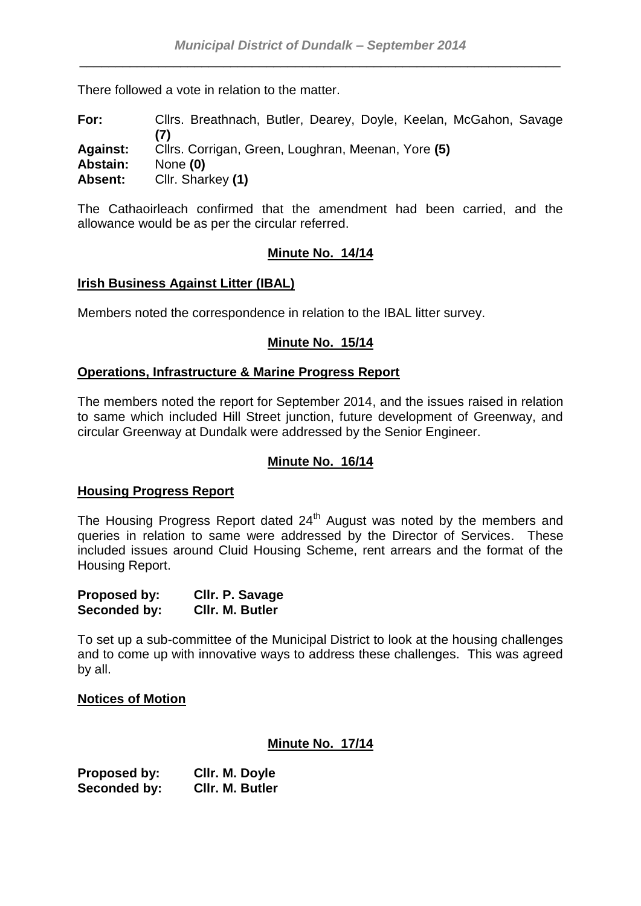There followed a vote in relation to the matter.

| | |
|---|---|
| **For:** | Cllrs. Breathnach, Butler, Dearey, Doyle, Keelan, McGahon, Savage **(7)** |
| **Against:** | Cllrs. Corrigan, Green, Loughran, Meenan, Yore **(5)** |
| **Abstain:** | None **(0)** |
| **Absent:** | Cllr. Sharkey **(1)** |

The Cathaoirleach confirmed that the amendment had been carried, and the allowance would be as per the circular referred.

## Minute No. 14/14

### Irish Business Against Litter (IBAL)

Members noted the correspondence in relation to the IBAL litter survey.

## Minute No. 15/14

### Operations, Infrastructure & Marine Progress Report

The members noted the report for September 2014, and the issues raised in relation to same which included Hill Street junction, future development of Greenway, and circular Greenway at Dundalk were addressed by the Senior Engineer.

## Minute No. 16/14

### Housing Progress Report

The Housing Progress Report dated 24th August was noted by the members and queries in relation to same were addressed by the Director of Services. These included issues around Cluid Housing Scheme, rent arrears and the format of the Housing Report.

**Proposed by:** **Cllr. P. Savage**
**Seconded by:** **Cllr. M. Butler**

To set up a sub-committee of the Municipal District to look at the housing challenges and to come up with innovative ways to address these challenges. This was agreed by all.

### Notices of Motion

## Minute No. 17/14

**Proposed by:** **Cllr. M. Doyle**
**Seconded by:** **Cllr. M. Butler**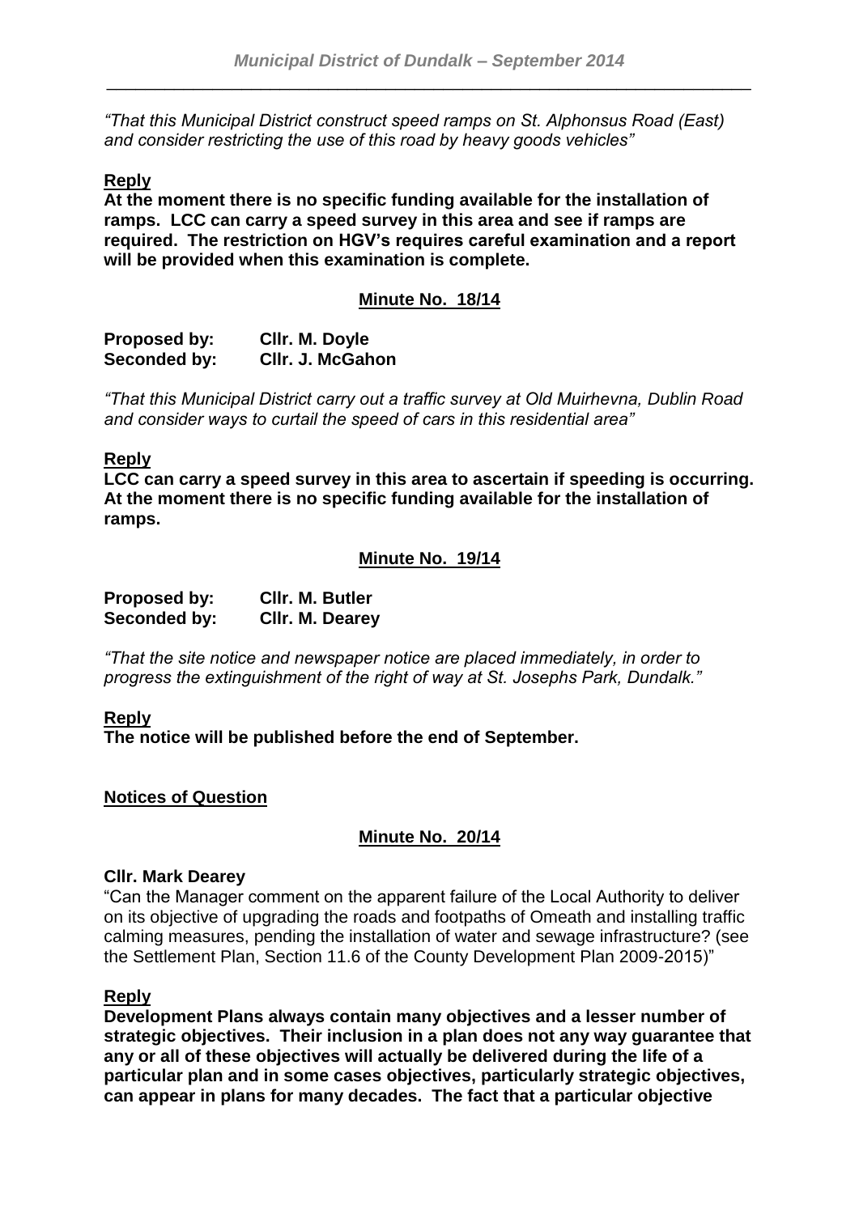*"That this Municipal District construct speed ramps on St. Alphonsus Road (East) and consider restricting the use of this road by heavy goods vehicles"*

**Reply**

**At the moment there is no specific funding available for the installation of ramps. LCC can carry a speed survey in this area and see if ramps are required. The restriction on HGV's requires careful examination and a report will be provided when this examination is complete.**

**Minute No. 18/14**

**Proposed by:** **Cllr. M. Doyle**
**Seconded by:** **Cllr. J. McGahon**

*"That this Municipal District carry out a traffic survey at Old Muirhevna, Dublin Road and consider ways to curtail the speed of cars in this residential area"*

**Reply**

**LCC can carry a speed survey in this area to ascertain if speeding is occurring. At the moment there is no specific funding available for the installation of ramps.**

**Minute No. 19/14**

**Proposed by:** **Cllr. M. Butler**
**Seconded by:** **Cllr. M. Dearey**

*"That the site notice and newspaper notice are placed immediately, in order to progress the extinguishment of the right of way at St. Josephs Park, Dundalk."*

**Reply**

**The notice will be published before the end of September.**

**Notices of Question**

**Minute No. 20/14**

**Cllr. Mark Dearey**

"Can the Manager comment on the apparent failure of the Local Authority to deliver on its objective of upgrading the roads and footpaths of Omeath and installing traffic calming measures, pending the installation of water and sewage infrastructure? (see the Settlement Plan, Section 11.6 of the County Development Plan 2009-2015)"

**Reply**

**Development Plans always contain many objectives and a lesser number of strategic objectives. Their inclusion in a plan does not any way guarantee that any or all of these objectives will actually be delivered during the life of a particular plan and in some cases objectives, particularly strategic objectives, can appear in plans for many decades. The fact that a particular objective**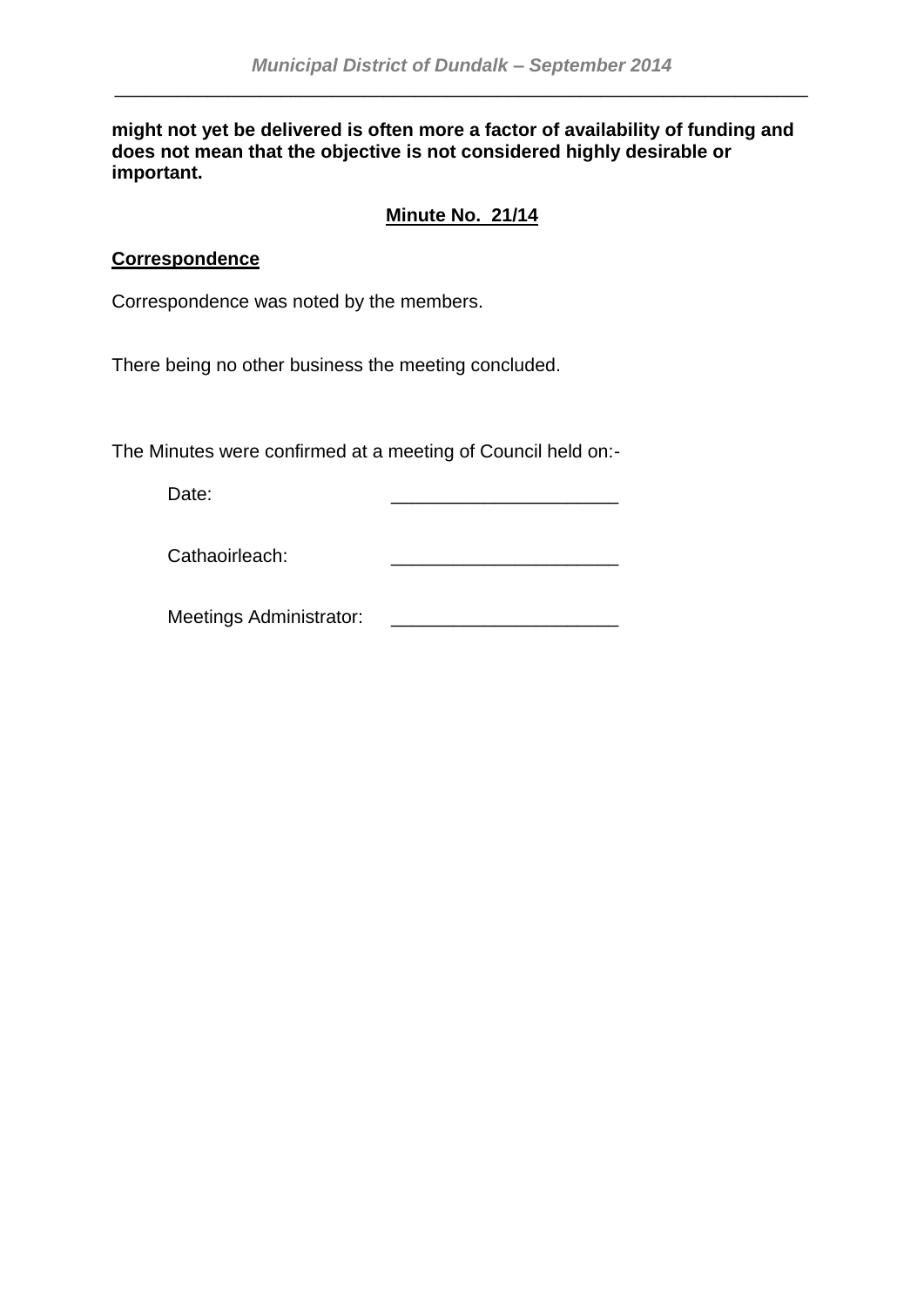**might not yet be delivered is often more a factor of availability of funding and does not mean that the objective is not considered highly desirable or important.**

**Minute No. 21/14**

**Correspondence**

Correspondence was noted by the members.

There being no other business the meeting concluded.

The Minutes were confirmed at a meeting of Council held on:-

Date: ______________________

Cathaoirleach: ______________________

Meetings Administrator: ______________________